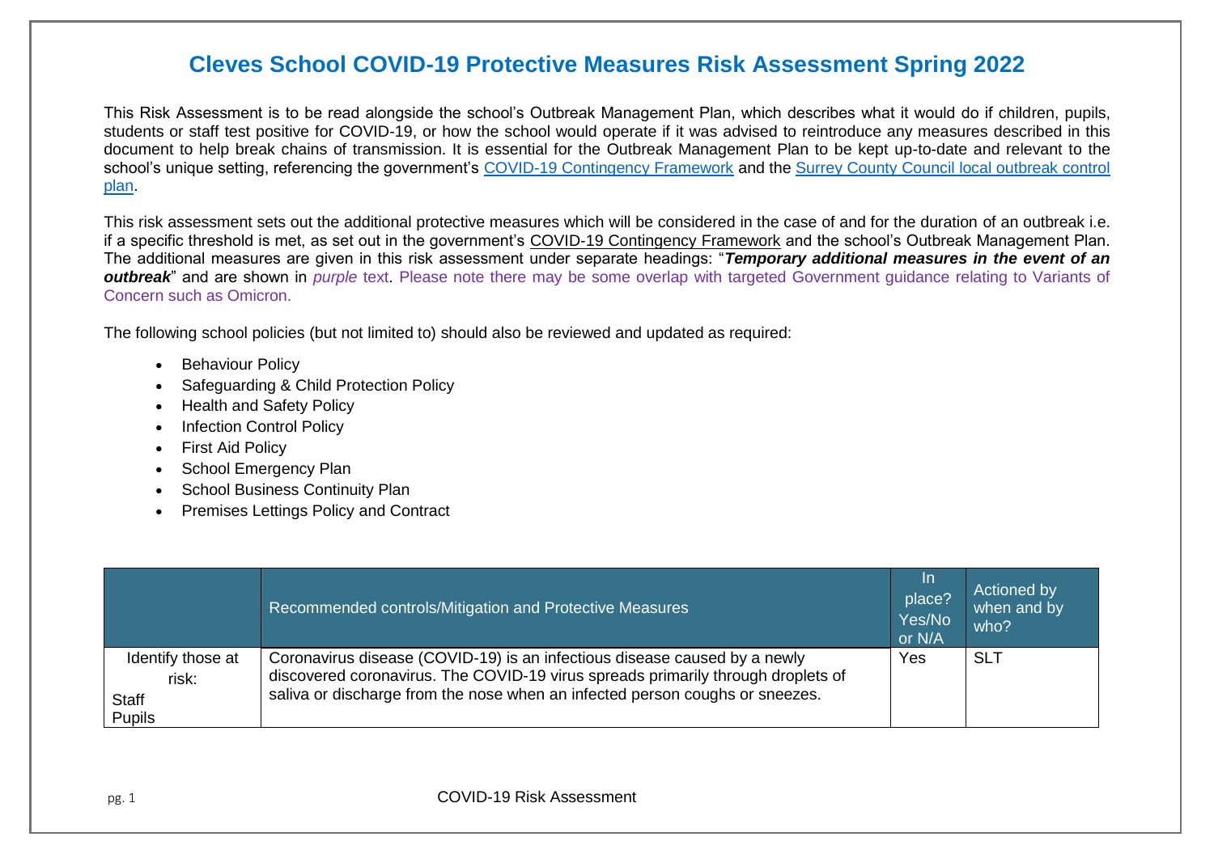# Cleves School COVID-19 Protective Measures Risk Assessment Spring 2022

This Risk Assessment is to be read alongside the school's Outbreak Management Plan, which describes what it would do if children, pupils, students or staff test positive for COVID-19, or how the school would operate if it was advised to reintroduce any measures described in this document to help break chains of transmission. It is essential for the Outbreak Management Plan to be kept up-to-date and relevant to the school's unique setting, referencing the government's COVID-19 Contingency Framework and the Surrey County Council local outbreak control plan.

This risk assessment sets out the additional protective measures which will be considered in the case of and for the duration of an outbreak i.e. if a specific threshold is met, as set out in the government's COVID-19 Contingency Framework and the school's Outbreak Management Plan. The additional measures are given in this risk assessment under separate headings: "***Temporary additional measures in the event of an outbreak***" and are shown in *purple* text. Please note there may be some overlap with targeted Government guidance relating to Variants of Concern such as Omicron.

The following school policies (but not limited to) should also be reviewed and updated as required:

- Behaviour Policy
- Safeguarding & Child Protection Policy
- Health and Safety Policy
- Infection Control Policy
- First Aid Policy
- School Emergency Plan
- School Business Continuity Plan
- Premises Lettings Policy and Contract

| | Recommended controls/Mitigation and Protective Measures | In place? Yes/No or N/A | Actioned by when and by who? |
|---|---|---|---|
| Identify those at risk:<br>Staff<br>Pupils | Coronavirus disease (COVID-19) is an infectious disease caused by a newly discovered coronavirus. The COVID-19 virus spreads primarily through droplets of saliva or discharge from the nose when an infected person coughs or sneezes. | Yes | SLT |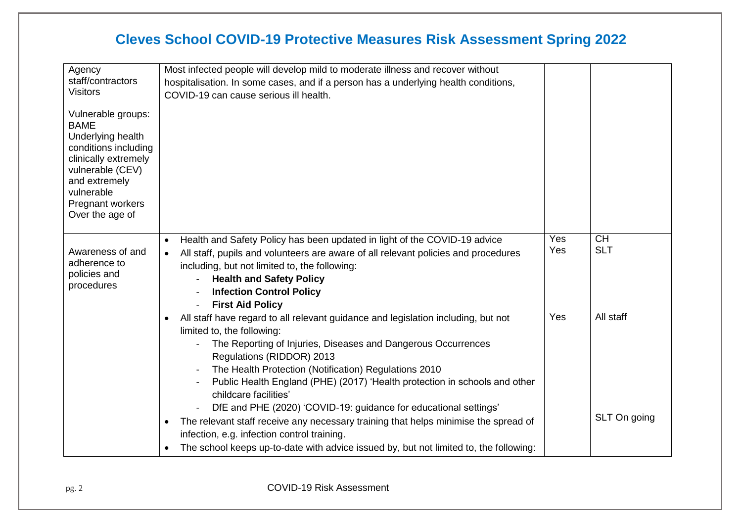# Cleves School COVID-19 Protective Measures Risk Assessment Spring 2022

| | | | |
|---|---|---|---|
| Agency staff/contractors<br>Visitors<br><br>Vulnerable groups:<br>BAME<br>Underlying health conditions including clinically extremely vulnerable (CEV) and extremely vulnerable<br>Pregnant workers<br>Over the age of | Most infected people will develop mild to moderate illness and recover without hospitalisation. In some cases, and if a person has a underlying health conditions, COVID-19 can cause serious ill health. | | |
| Awareness of and adherence to policies and procedures | • Health and Safety Policy has been updated in light of the COVID-19 advice<br>• All staff, pupils and volunteers are aware of all relevant policies and procedures including, but not limited to, the following:<br>- **Health and Safety Policy**<br>- **Infection Control Policy**<br>- **First Aid Policy**<br>• All staff have regard to all relevant guidance and legislation including, but not limited to, the following:<br>- The Reporting of Injuries, Diseases and Dangerous Occurrences Regulations (RIDDOR) 2013<br>- The Health Protection (Notification) Regulations 2010<br>- Public Health England (PHE) (2017) 'Health protection in schools and other childcare facilities'<br>- DfE and PHE (2020) 'COVID-19: guidance for educational settings'<br>• The relevant staff receive any necessary training that helps minimise the spread of infection, e.g. infection control training.<br>• The school keeps up-to-date with advice issued by, but not limited to, the following: | Yes<br>Yes<br><br><br><br><br>Yes | CH<br>SLT<br><br><br><br><br>All staff<br><br><br><br><br><br><br>SLT On going |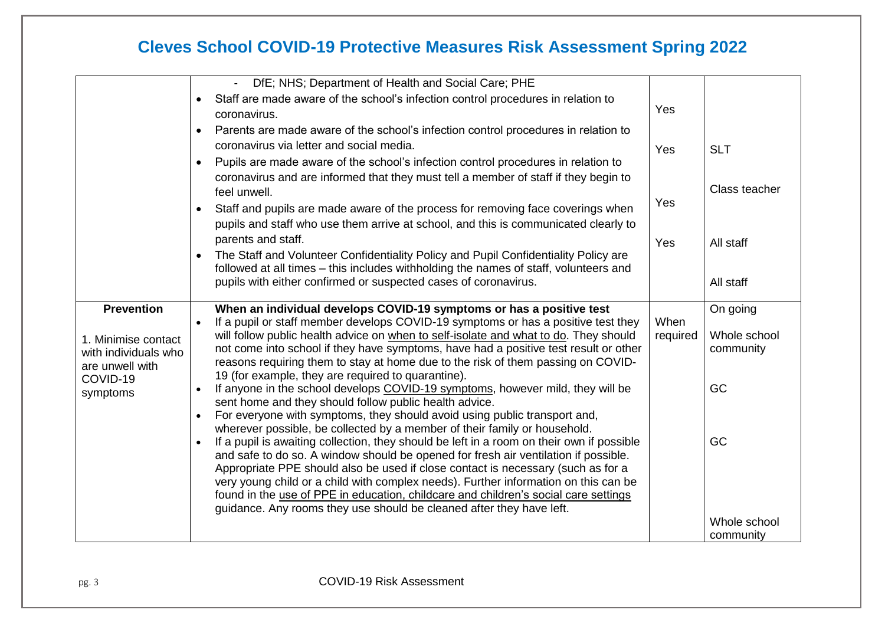# Cleves School COVID-19 Protective Measures Risk Assessment Spring 2022

| | | | |
|---|---|---|---|
| | - DfE; NHS; Department of Health and Social Care; PHE<br>• Staff are made aware of the school's infection control procedures in relation to coronavirus.<br>• Parents are made aware of the school's infection control procedures in relation to coronavirus via letter and social media.<br>• Pupils are made aware of the school's infection control procedures in relation to coronavirus and are informed that they must tell a member of staff if they begin to feel unwell.<br>• Staff and pupils are made aware of the process for removing face coverings when pupils and staff who use them arrive at school, and this is communicated clearly to parents and staff.<br>• The Staff and Volunteer Confidentiality Policy and Pupil Confidentiality Policy are followed at all times – this includes withholding the names of staff, volunteers and pupils with either confirmed or suspected cases of coronavirus. | Yes<br><br>Yes<br><br>Yes<br><br>Yes | SLT<br><br>Class teacher<br><br>All staff<br><br>All staff |
| **Prevention**<br><br>1. Minimise contact with individuals who are unwell with COVID-19 symptoms | **When an individual develops COVID-19 symptoms or has a positive test**<br>• If a pupil or staff member develops COVID-19 symptoms or has a positive test they will follow public health advice on when to self-isolate and what to do. They should not come into school if they have symptoms, have had a positive test result or other reasons requiring them to stay at home due to the risk of them passing on COVID-19 (for example, they are required to quarantine).<br>• If anyone in the school develops COVID-19 symptoms, however mild, they will be sent home and they should follow public health advice.<br>• For everyone with symptoms, they should avoid using public transport and, wherever possible, be collected by a member of their family or household.<br>• If a pupil is awaiting collection, they should be left in a room on their own if possible and safe to do so. A window should be opened for fresh air ventilation if possible. Appropriate PPE should also be used if close contact is necessary (such as for a very young child or a child with complex needs). Further information on this can be found in the use of PPE in education, childcare and children's social care settings guidance. Any rooms they use should be cleaned after they have left. | When required | On going<br><br>Whole school community<br><br>GC<br><br>GC<br><br>Whole school community |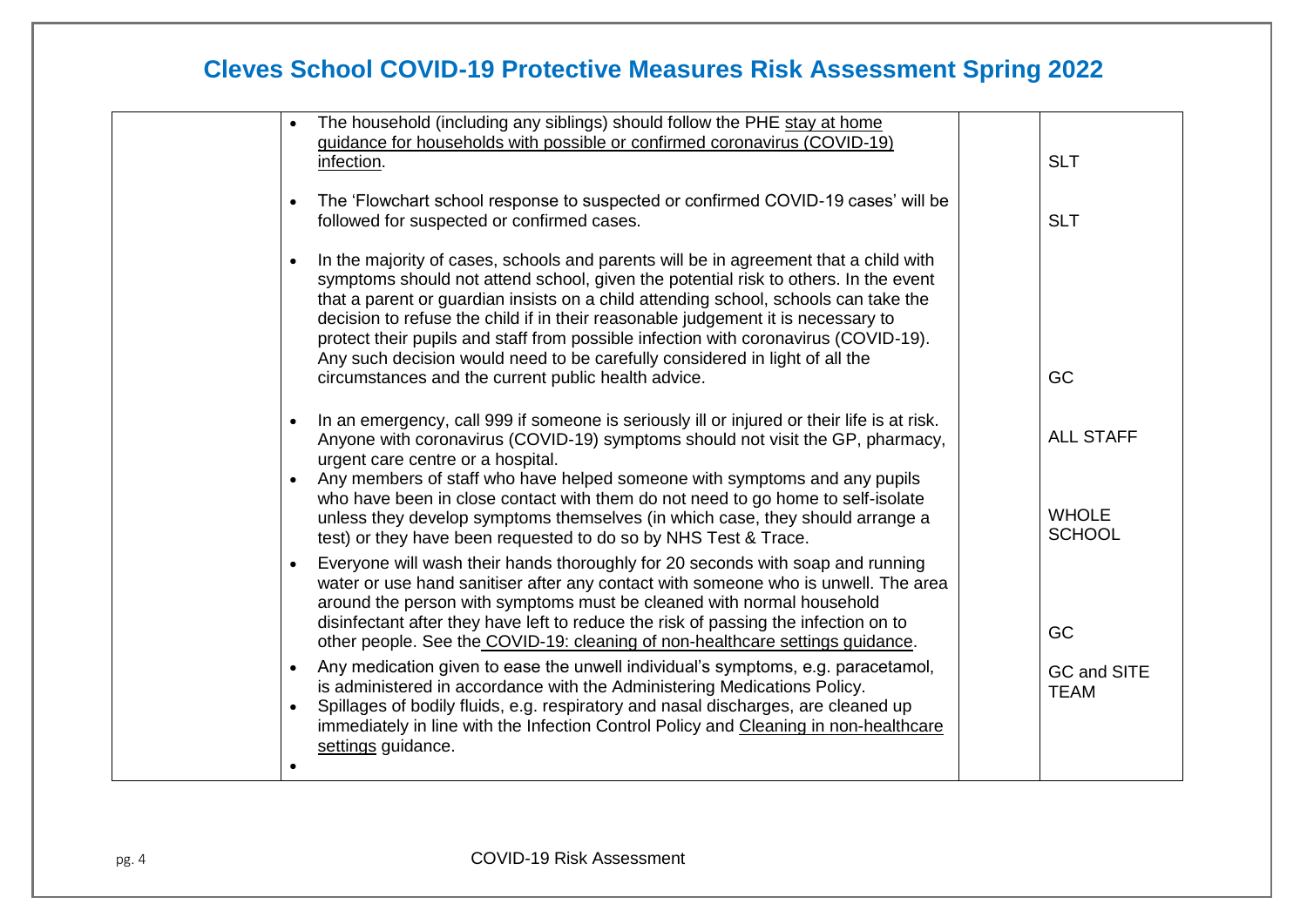# Cleves School COVID-19 Protective Measures Risk Assessment Spring 2022

| | | | |
|---|---|---|---|
| | • The household (including any siblings) should follow the PHE stay at home guidance for households with possible or confirmed coronavirus (COVID-19) infection.<br><br>• The 'Flowchart school response to suspected or confirmed COVID-19 cases' will be followed for suspected or confirmed cases.<br><br>• In the majority of cases, schools and parents will be in agreement that a child with symptoms should not attend school, given the potential risk to others. In the event that a parent or guardian insists on a child attending school, schools can take the decision to refuse the child if in their reasonable judgement it is necessary to protect their pupils and staff from possible infection with coronavirus (COVID-19). Any such decision would need to be carefully considered in light of all the circumstances and the current public health advice.<br><br>• In an emergency, call 999 if someone is seriously ill or injured or their life is at risk. Anyone with coronavirus (COVID-19) symptoms should not visit the GP, pharmacy, urgent care centre or a hospital.<br>• Any members of staff who have helped someone with symptoms and any pupils who have been in close contact with them do not need to go home to self-isolate unless they develop symptoms themselves (in which case, they should arrange a test) or they have been requested to do so by NHS Test & Trace.<br>• Everyone will wash their hands thoroughly for 20 seconds with soap and running water or use hand sanitiser after any contact with someone who is unwell. The area around the person with symptoms must be cleaned with normal household disinfectant after they have left to reduce the risk of passing the infection on to other people. See the COVID-19: cleaning of non-healthcare settings guidance.<br>• Any medication given to ease the unwell individual's symptoms, e.g. paracetamol, is administered in accordance with the Administering Medications Policy.<br>• Spillages of bodily fluids, e.g. respiratory and nasal discharges, are cleaned up immediately in line with the Infection Control Policy and Cleaning in non-healthcare settings guidance.<br>• | | SLT<br><br>SLT<br><br>GC<br><br>ALL STAFF<br><br>WHOLE SCHOOL<br><br>GC<br><br>GC and SITE TEAM |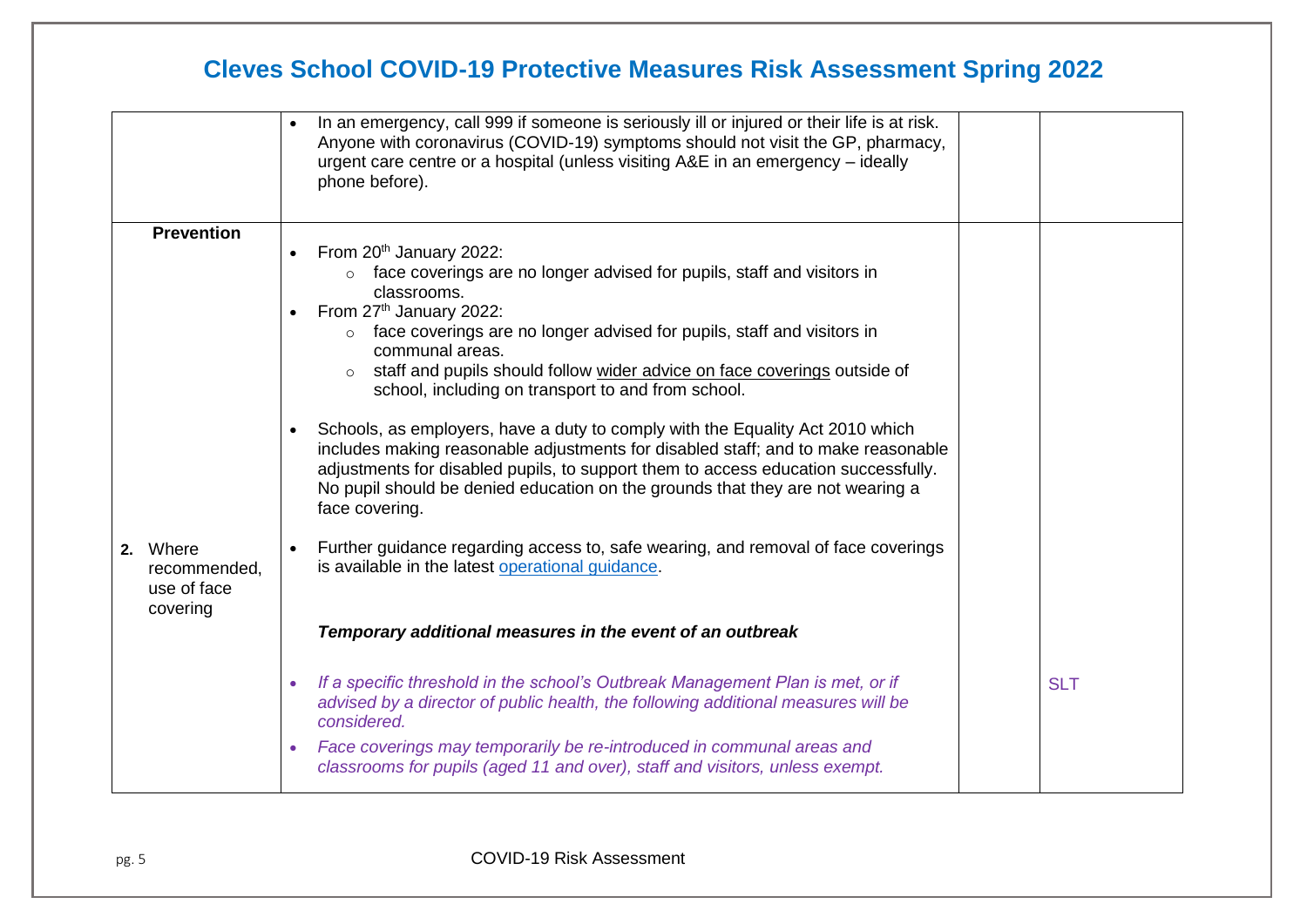# Cleves School COVID-19 Protective Measures Risk Assessment Spring 2022

| | | | |
|---|---|---|---|
| | • In an emergency, call 999 if someone is seriously ill or injured or their life is at risk. Anyone with coronavirus (COVID-19) symptoms should not visit the GP, pharmacy, urgent care centre or a hospital (unless visiting A&E in an emergency – ideally phone before). | | |
| **Prevention**<br><br>**2.** Where recommended, use of face covering | • From 20th January 2022:<br>&nbsp;&nbsp;&nbsp;&nbsp;○ face coverings are no longer advised for pupils, staff and visitors in classrooms.<br>• From 27th January 2022:<br>&nbsp;&nbsp;&nbsp;&nbsp;○ face coverings are no longer advised for pupils, staff and visitors in communal areas.<br>&nbsp;&nbsp;&nbsp;&nbsp;○ staff and pupils should follow wider advice on face coverings outside of school, including on transport to and from school.<br><br>• Schools, as employers, have a duty to comply with the Equality Act 2010 which includes making reasonable adjustments for disabled staff; and to make reasonable adjustments for disabled pupils, to support them to access education successfully. No pupil should be denied education on the grounds that they are not wearing a face covering.<br><br>• Further guidance regarding access to, safe wearing, and removal of face coverings is available in the latest operational guidance.<br><br>***Temporary additional measures in the event of an outbreak***<br><br>• *If a specific threshold in the school's Outbreak Management Plan is met, or if advised by a director of public health, the following additional measures will be considered.*<br>• *Face coverings may temporarily be re-introduced in communal areas and classrooms for pupils (aged 11 and over), staff and visitors, unless exempt.* | | SLT |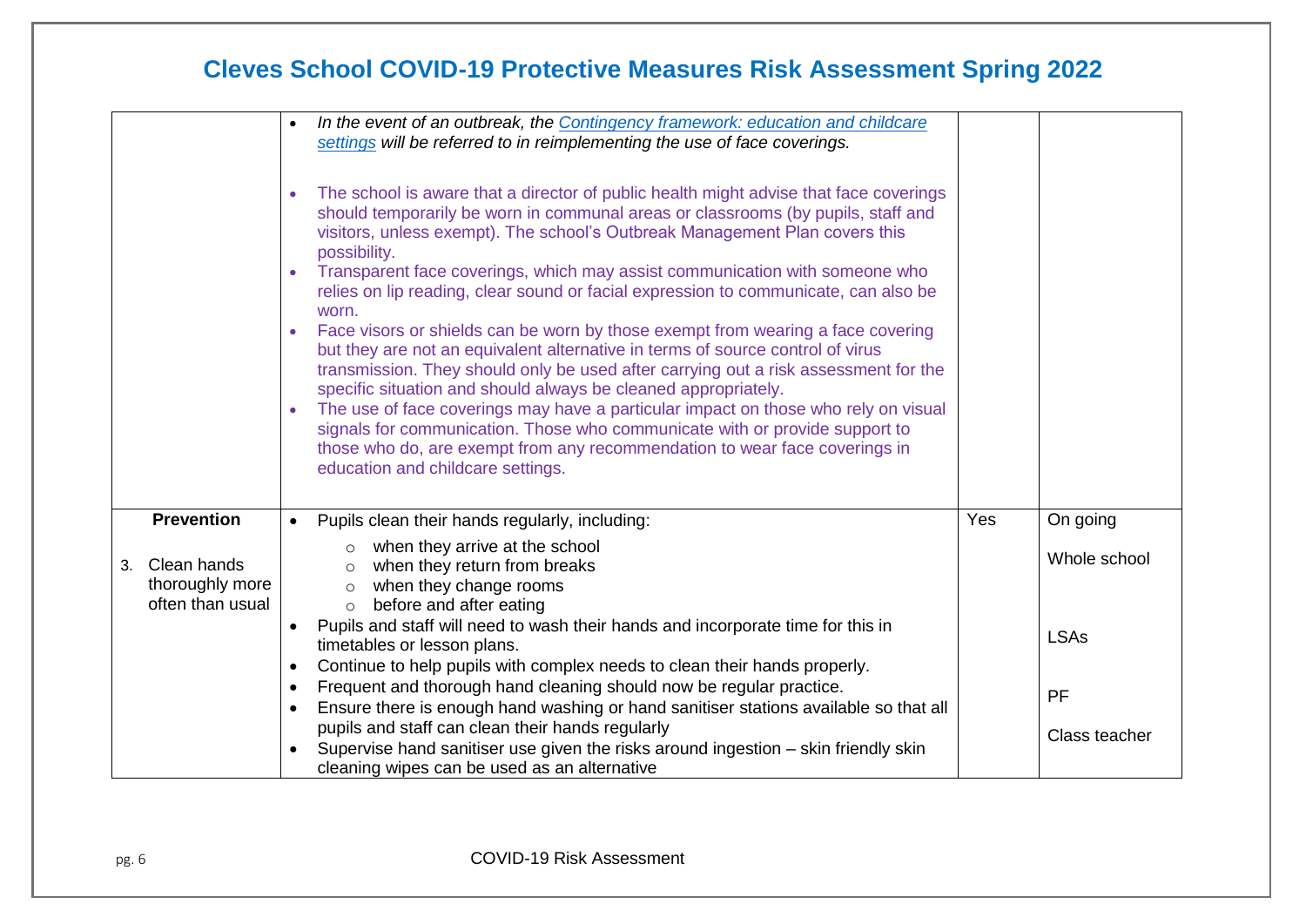# Cleves School COVID-19 Protective Measures Risk Assessment Spring 2022

| | | | |
|---|---|---|---|
| | • *In the event of an outbreak, the [Contingency framework: education and childcare settings]() will be referred to in reimplementing the use of face coverings.*<br><br>• The school is aware that a director of public health might advise that face coverings should temporarily be worn in communal areas or classrooms (by pupils, staff and visitors, unless exempt). The school's Outbreak Management Plan covers this possibility.<br>• Transparent face coverings, which may assist communication with someone who relies on lip reading, clear sound or facial expression to communicate, can also be worn.<br>• Face visors or shields can be worn by those exempt from wearing a face covering but they are not an equivalent alternative in terms of source control of virus transmission. They should only be used after carrying out a risk assessment for the specific situation and should always be cleaned appropriately.<br>• The use of face coverings may have a particular impact on those who rely on visual signals for communication. Those who communicate with or provide support to those who do, are exempt from any recommendation to wear face coverings in education and childcare settings. | | |
| **Prevention**<br><br>3. Clean hands thoroughly more often than usual | • Pupils clean their hands regularly, including:<br>  ○ when they arrive at the school<br>  ○ when they return from breaks<br>  ○ when they change rooms<br>  ○ before and after eating<br>• Pupils and staff will need to wash their hands and incorporate time for this in timetables or lesson plans.<br>• Continue to help pupils with complex needs to clean their hands properly.<br>• Frequent and thorough hand cleaning should now be regular practice.<br>• Ensure there is enough hand washing or hand sanitiser stations available so that all pupils and staff can clean their hands regularly<br>• Supervise hand sanitiser use given the risks around ingestion – skin friendly skin cleaning wipes can be used as an alternative | Yes | On going<br><br>Whole school<br><br>LSAs<br><br>PF<br><br>Class teacher |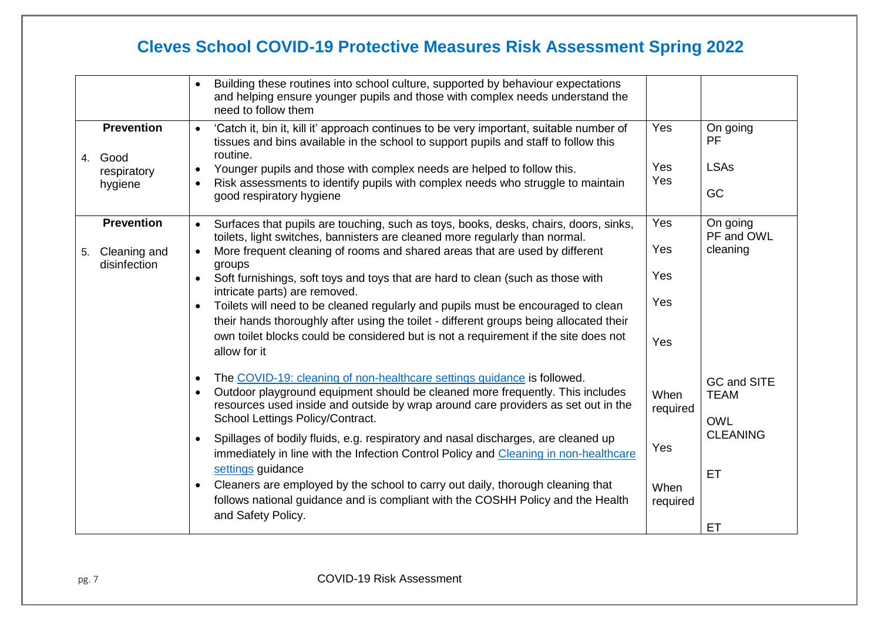# Cleves School COVID-19 Protective Measures Risk Assessment Spring 2022

| | | | |
|---|---|---|---|
| | • Building these routines into school culture, supported by behaviour expectations and helping ensure younger pupils and those with complex needs understand the need to follow them | | |
| **Prevention**<br><br>4. Good respiratory hygiene | • 'Catch it, bin it, kill it' approach continues to be very important, suitable number of tissues and bins available in the school to support pupils and staff to follow this routine.<br>• Younger pupils and those with complex needs are helped to follow this.<br>• Risk assessments to identify pupils with complex needs who struggle to maintain good respiratory hygiene | Yes<br><br>Yes<br>Yes | On going PF<br><br>LSAs<br><br>GC |
| **Prevention**<br><br>5. Cleaning and disinfection | • Surfaces that pupils are touching, such as toys, books, desks, chairs, doors, sinks, toilets, light switches, bannisters are cleaned more regularly than normal.<br>• More frequent cleaning of rooms and shared areas that are used by different groups<br>• Soft furnishings, soft toys and toys that are hard to clean (such as those with intricate parts) are removed.<br>• Toilets will need to be cleaned regularly and pupils must be encouraged to clean their hands thoroughly after using the toilet - different groups being allocated their own toilet blocks could be considered but is not a requirement if the site does not allow for it<br><br>• The [COVID-19: cleaning of non-healthcare settings guidance]() is followed.<br>• Outdoor playground equipment should be cleaned more frequently. This includes resources used inside and outside by wrap around care providers as set out in the School Lettings Policy/Contract.<br>• Spillages of bodily fluids, e.g. respiratory and nasal discharges, are cleaned up immediately in line with the Infection Control Policy and [Cleaning in non-healthcare settings]() guidance<br>• Cleaners are employed by the school to carry out daily, thorough cleaning that follows national guidance and is compliant with the COSHH Policy and the Health and Safety Policy. | Yes<br><br>Yes<br><br>Yes<br><br>Yes<br><br>Yes<br><br>When required<br><br>Yes<br><br>When required | On going PF and OWL cleaning<br><br>GC and SITE TEAM<br><br>OWL CLEANING<br><br>ET<br><br>ET |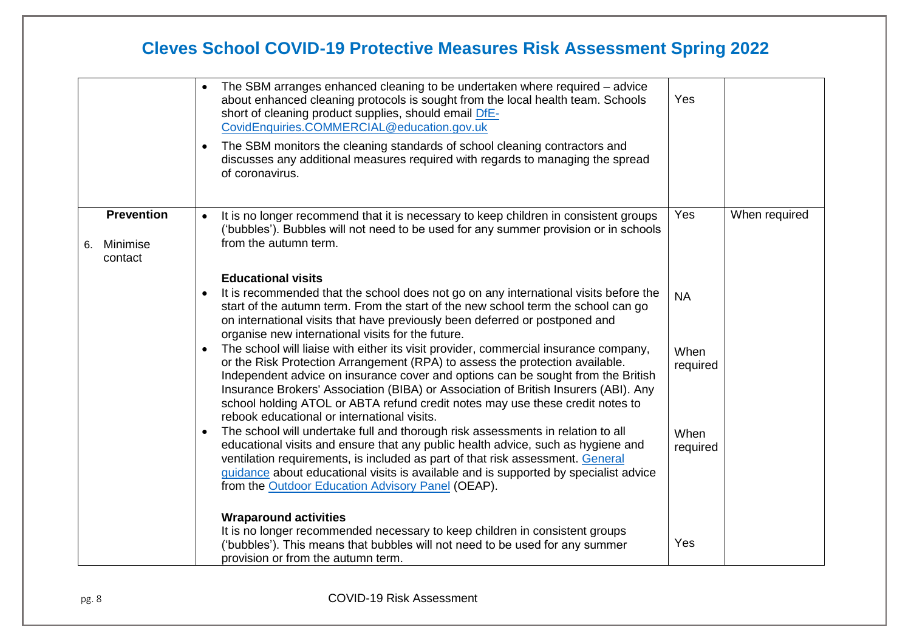# Cleves School COVID-19 Protective Measures Risk Assessment Spring 2022

| | | | |
|---|---|---|---|
| | • The SBM arranges enhanced cleaning to be undertaken where required – advice about enhanced cleaning protocols is sought from the local health team. Schools short of cleaning product supplies, should email DfE-CovidEnquiries.COMMERCIAL@education.gov.uk<br>• The SBM monitors the cleaning standards of school cleaning contractors and discusses any additional measures required with regards to managing the spread of coronavirus. | Yes | |
| **Prevention**<br>6. Minimise contact | • It is no longer recommend that it is necessary to keep children in consistent groups ('bubbles'). Bubbles will not need to be used for any summer provision or in schools from the autumn term. | Yes | When required |
| | **Educational visits**<br>• It is recommended that the school does not go on any international visits before the start of the autumn term. From the start of the new school term the school can go on international visits that have previously been deferred or postponed and organise new international visits for the future. | NA | |
| | • The school will liaise with either its visit provider, commercial insurance company, or the Risk Protection Arrangement (RPA) to assess the protection available. Independent advice on insurance cover and options can be sought from the British Insurance Brokers' Association (BIBA) or Association of British Insurers (ABI). Any school holding ATOL or ABTA refund credit notes may use these credit notes to rebook educational or international visits. | When required | |
| | • The school will undertake full and thorough risk assessments in relation to all educational visits and ensure that any public health advice, such as hygiene and ventilation requirements, is included as part of that risk assessment. General guidance about educational visits is available and is supported by specialist advice from the Outdoor Education Advisory Panel (OEAP). | When required | |
| | **Wraparound activities**<br>It is no longer recommended necessary to keep children in consistent groups ('bubbles'). This means that bubbles will not need to be used for any summer provision or from the autumn term. | Yes | |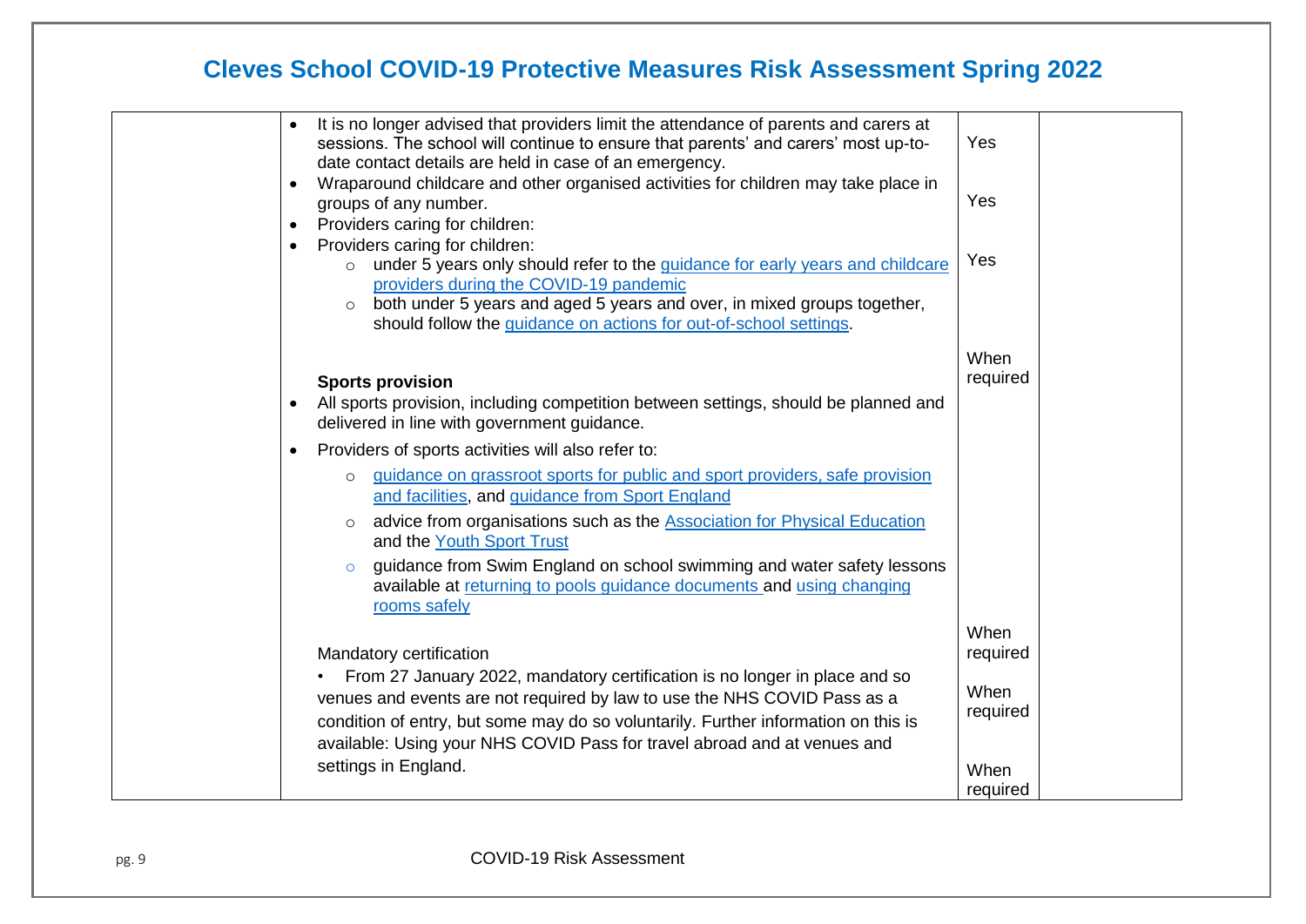# Cleves School COVID-19 Protective Measures Risk Assessment Spring 2022

| | | | |
|---|---|---|---|
| | • It is no longer advised that providers limit the attendance of parents and carers at sessions. The school will continue to ensure that parents' and carers' most up-to-date contact details are held in case of an emergency.<br>• Wraparound childcare and other organised activities for children may take place in groups of any number.<br>• Providers caring for children:<br>• Providers caring for children:<br>  ○ under 5 years only should refer to the guidance for early years and childcare providers during the COVID-19 pandemic<br>  ○ both under 5 years and aged 5 years and over, in mixed groups together, should follow the guidance on actions for out-of-school settings.<br><br>**Sports provision**<br>• All sports provision, including competition between settings, should be planned and delivered in line with government guidance.<br>• Providers of sports activities will also refer to:<br>  ○ guidance on grassroot sports for public and sport providers, safe provision and facilities, and guidance from Sport England<br>  ○ advice from organisations such as the Association for Physical Education and the Youth Sport Trust<br>  ○ guidance from Swim England on school swimming and water safety lessons available at returning to pools guidance documents and using changing rooms safely<br><br>Mandatory certification<br>• From 27 January 2022, mandatory certification is no longer in place and so venues and events are not required by law to use the NHS COVID Pass as a condition of entry, but some may do so voluntarily. Further information on this is available: Using your NHS COVID Pass for travel abroad and at venues and settings in England. | Yes<br><br>Yes<br><br>Yes<br><br>When required<br><br>When required<br><br>When required<br><br>When required | |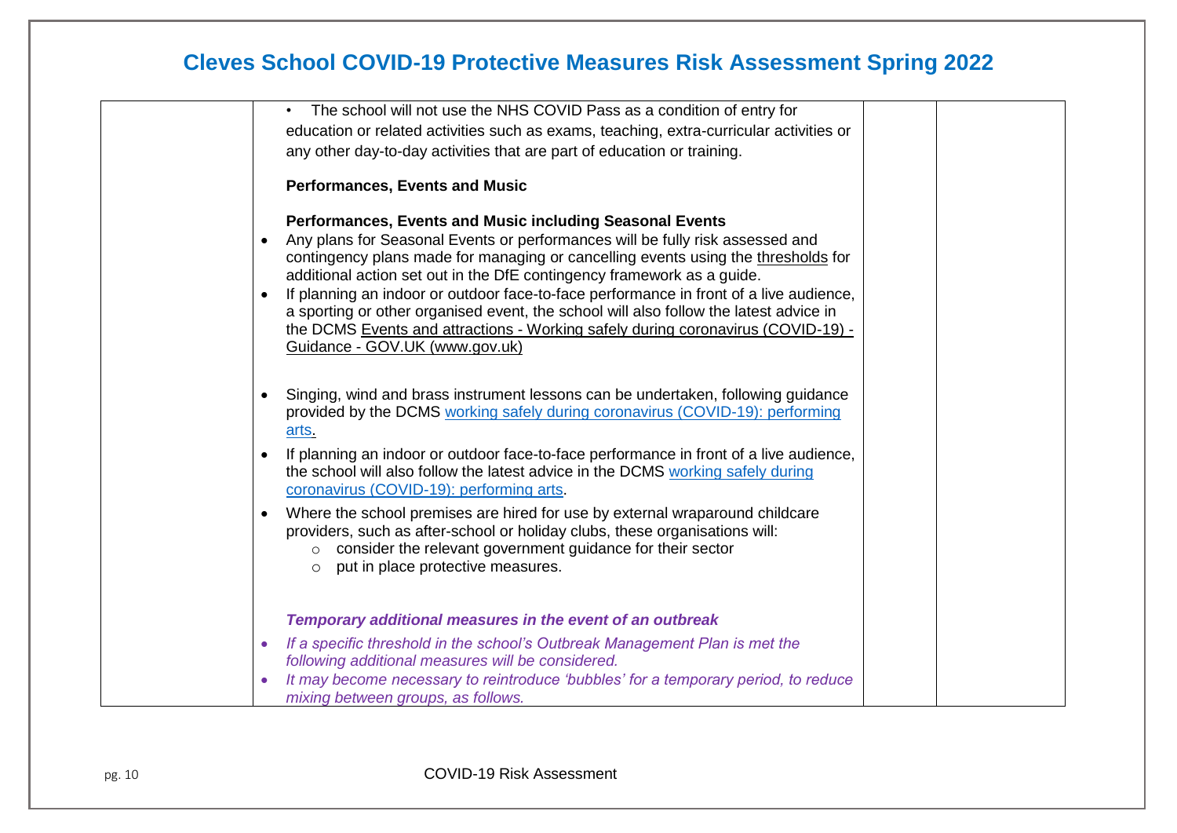# Cleves School COVID-19 Protective Measures Risk Assessment Spring 2022

| | | | |
|---|---|---|---|
| | • The school will not use the NHS COVID Pass as a condition of entry for education or related activities such as exams, teaching, extra-curricular activities or any other day-to-day activities that are part of education or training.<br><br>**Performances, Events and Music**<br><br>**Performances, Events and Music including Seasonal Events**<br>• Any plans for Seasonal Events or performances will be fully risk assessed and contingency plans made for managing or cancelling events using the thresholds for additional action set out in the DfE contingency framework as a guide.<br>• If planning an indoor or outdoor face-to-face performance in front of a live audience, a sporting or other organised event, the school will also follow the latest advice in the DCMS Events and attractions - Working safely during coronavirus (COVID-19) - Guidance - GOV.UK (www.gov.uk)<br><br>• Singing, wind and brass instrument lessons can be undertaken, following guidance provided by the DCMS working safely during coronavirus (COVID-19): performing arts.<br>• If planning an indoor or outdoor face-to-face performance in front of a live audience, the school will also follow the latest advice in the DCMS working safely during coronavirus (COVID-19): performing arts.<br>• Where the school premises are hired for use by external wraparound childcare providers, such as after-school or holiday clubs, these organisations will:<br>  ○ consider the relevant government guidance for their sector<br>  ○ put in place protective measures.<br><br>***Temporary additional measures in the event of an outbreak***<br>• *If a specific threshold in the school's Outbreak Management Plan is met the following additional measures will be considered.*<br>• *It may become necessary to reintroduce 'bubbles' for a temporary period, to reduce mixing between groups, as follows.* | | |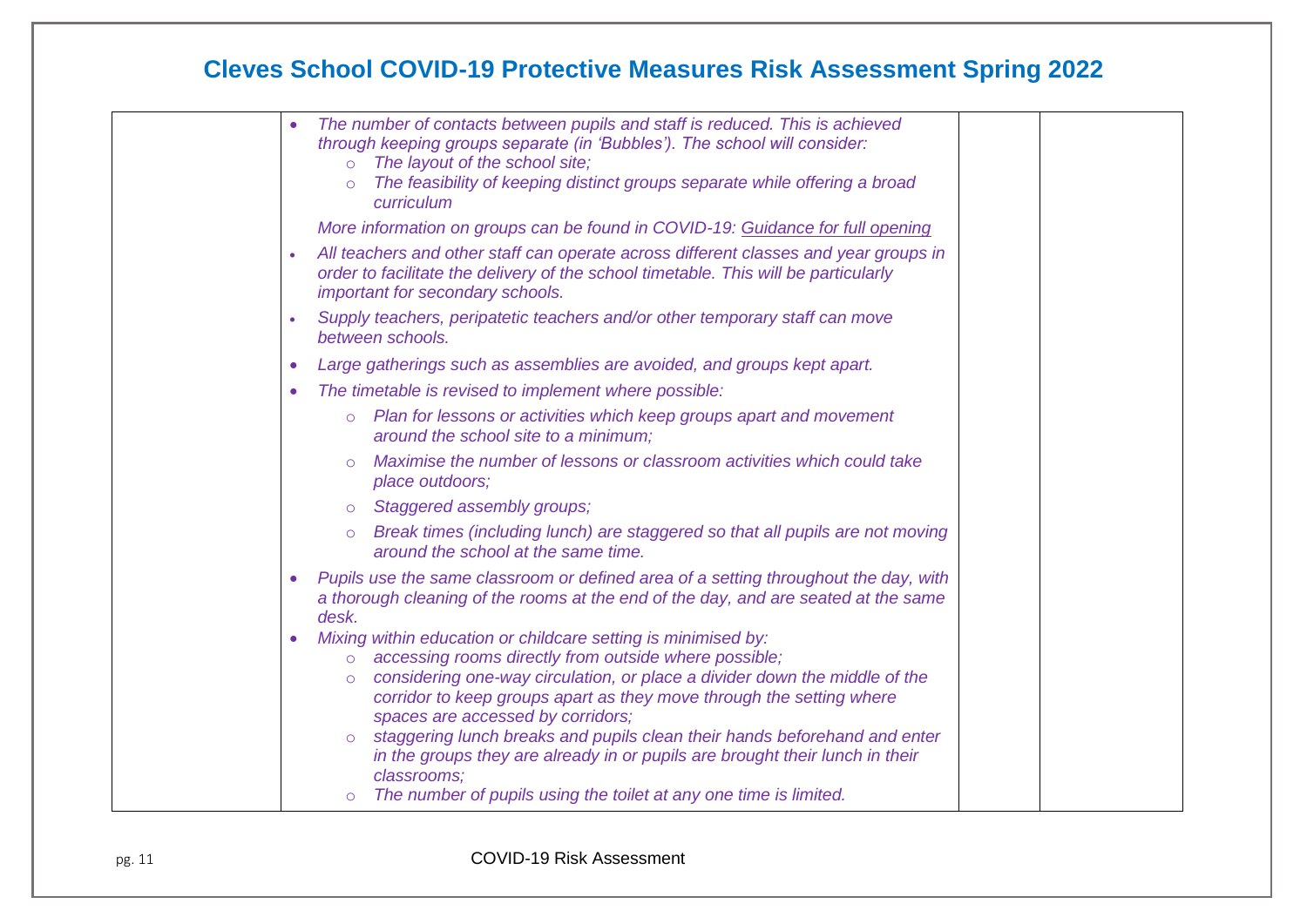# Cleves School COVID-19 Protective Measures Risk Assessment Spring 2022

| | | | |
|---|---|---|---|
| | • *The number of contacts between pupils and staff is reduced. This is achieved through keeping groups separate (in 'Bubbles'). The school will consider:*<br>  ○ *The layout of the school site;*<br>  ○ *The feasibility of keeping distinct groups separate while offering a broad curriculum*<br>*More information on groups can be found in COVID-19: Guidance for full opening*<br>• *All teachers and other staff can operate across different classes and year groups in order to facilitate the delivery of the school timetable. This will be particularly important for secondary schools.*<br>• *Supply teachers, peripatetic teachers and/or other temporary staff can move between schools.*<br>• *Large gatherings such as assemblies are avoided, and groups kept apart.*<br>• *The timetable is revised to implement where possible:*<br>  ○ *Plan for lessons or activities which keep groups apart and movement around the school site to a minimum;*<br>  ○ *Maximise the number of lessons or classroom activities which could take place outdoors;*<br>  ○ *Staggered assembly groups;*<br>  ○ *Break times (including lunch) are staggered so that all pupils are not moving around the school at the same time.*<br>• *Pupils use the same classroom or defined area of a setting throughout the day, with a thorough cleaning of the rooms at the end of the day, and are seated at the same desk.*<br>• *Mixing within education or childcare setting is minimised by:*<br>  ○ *accessing rooms directly from outside where possible;*<br>  ○ *considering one-way circulation, or place a divider down the middle of the corridor to keep groups apart as they move through the setting where spaces are accessed by corridors;*<br>  ○ *staggering lunch breaks and pupils clean their hands beforehand and enter in the groups they are already in or pupils are brought their lunch in their classrooms;*<br>  ○ *The number of pupils using the toilet at any one time is limited.* | | |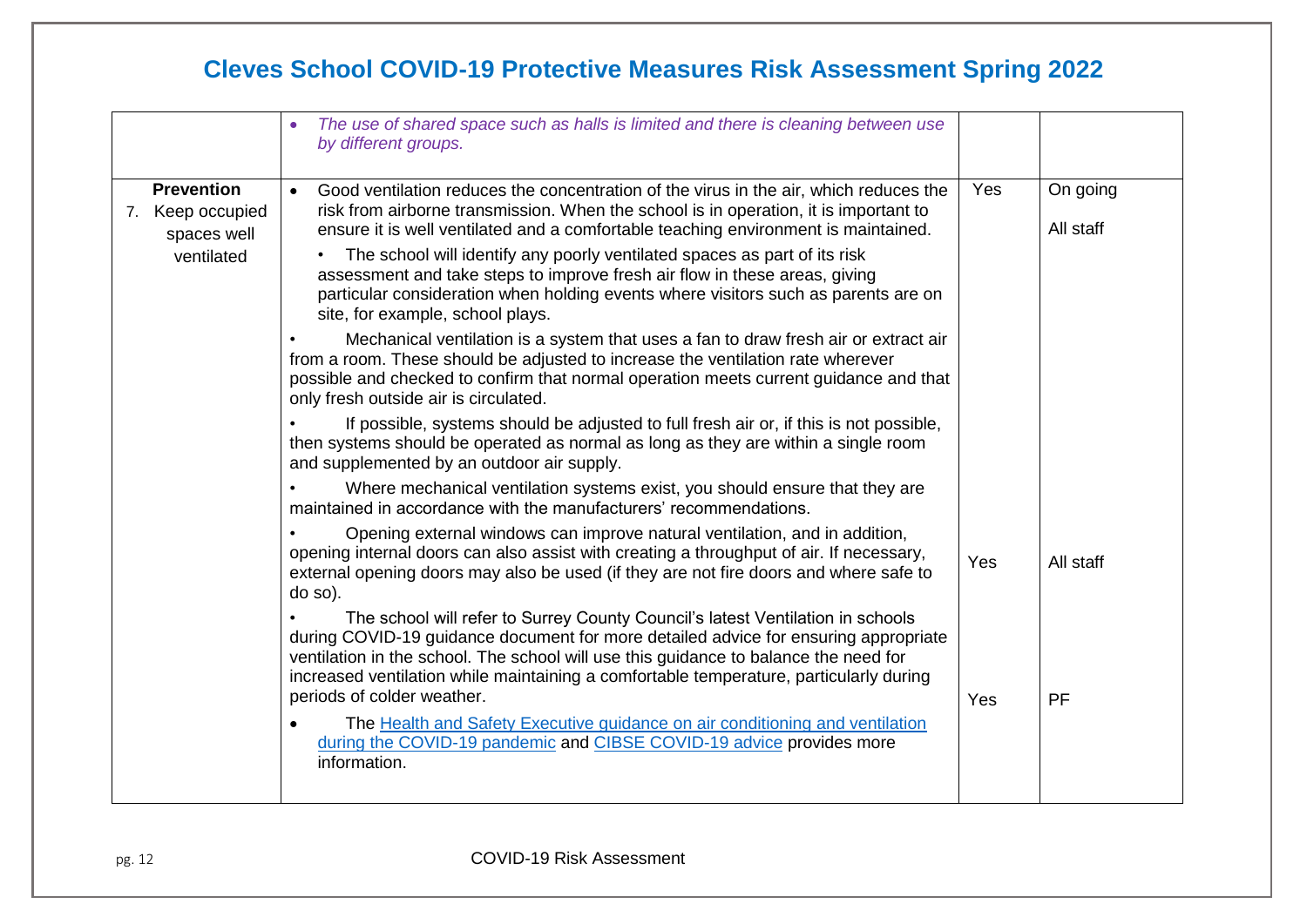# Cleves School COVID-19 Protective Measures Risk Assessment Spring 2022

| | | | |
|---|---|---|---|
| | • *The use of shared space such as halls is limited and there is cleaning between use by different groups.* | | |
| **Prevention**<br>7. Keep occupied spaces well ventilated | • Good ventilation reduces the concentration of the virus in the air, which reduces the risk from airborne transmission. When the school is in operation, it is important to ensure it is well ventilated and a comfortable teaching environment is maintained.<br>• The school will identify any poorly ventilated spaces as part of its risk assessment and take steps to improve fresh air flow in these areas, giving particular consideration when holding events where visitors such as parents are on site, for example, school plays.<br>• Mechanical ventilation is a system that uses a fan to draw fresh air or extract air from a room. These should be adjusted to increase the ventilation rate wherever possible and checked to confirm that normal operation meets current guidance and that only fresh outside air is circulated.<br>• If possible, systems should be adjusted to full fresh air or, if this is not possible, then systems should be operated as normal as long as they are within a single room and supplemented by an outdoor air supply.<br>• Where mechanical ventilation systems exist, you should ensure that they are maintained in accordance with the manufacturers' recommendations. | Yes | On going<br>All staff |
| | • Opening external windows can improve natural ventilation, and in addition, opening internal doors can also assist with creating a throughput of air. If necessary, external opening doors may also be used (if they are not fire doors and where safe to do so). | Yes | All staff |
| | • The school will refer to Surrey County Council's latest Ventilation in schools during COVID-19 guidance document for more detailed advice for ensuring appropriate ventilation in the school. The school will use this guidance to balance the need for increased ventilation while maintaining a comfortable temperature, particularly during periods of colder weather.<br>• The [Health and Safety Executive guidance on air conditioning and ventilation during the COVID-19 pandemic]() and [CIBSE COVID-19 advice]() provides more information. | Yes | PF |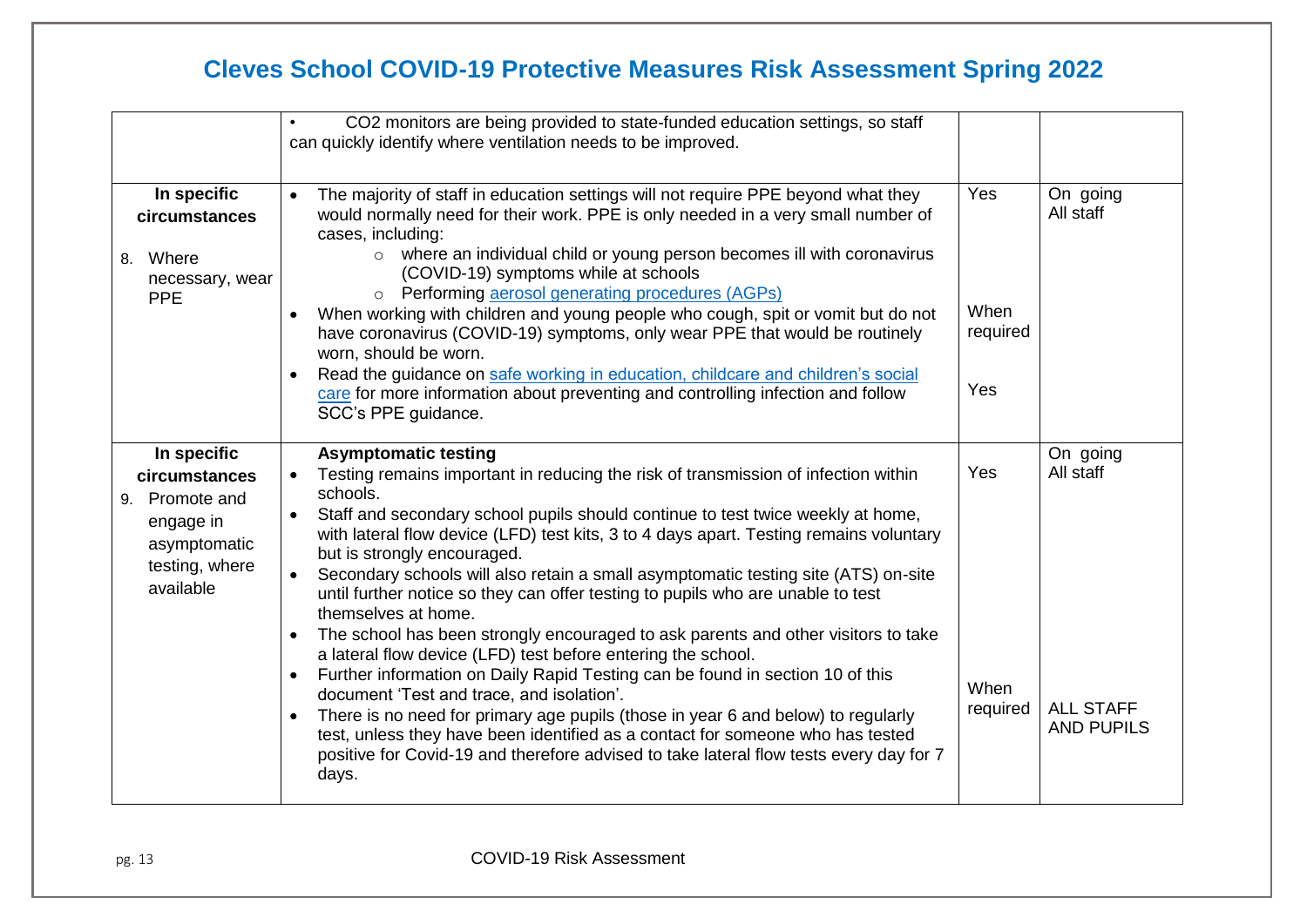# Cleves School COVID-19 Protective Measures Risk Assessment Spring 2022

| | | | |
|---|---|---|---|
| | • CO2 monitors are being provided to state-funded education settings, so staff can quickly identify where ventilation needs to be improved. | | |
| **In specific circumstances**<br><br>8. Where necessary, wear PPE | • The majority of staff in education settings will not require PPE beyond what they would normally need for their work. PPE is only needed in a very small number of cases, including:<br>  ○ where an individual child or young person becomes ill with coronavirus (COVID-19) symptoms while at schools<br>  ○ Performing [aerosol generating procedures (AGPs)]<br>• When working with children and young people who cough, spit or vomit but do not have coronavirus (COVID-19) symptoms, only wear PPE that would be routinely worn, should be worn.<br>• Read the guidance on [safe working in education, childcare and children's social care] for more information about preventing and controlling infection and follow SCC's PPE guidance. | Yes<br><br>When required<br><br>Yes | On going<br>All staff |
| **In specific circumstances**<br><br>9. Promote and engage in asymptomatic testing, where available | **Asymptomatic testing**<br>• Testing remains important in reducing the risk of transmission of infection within schools.<br>• Staff and secondary school pupils should continue to test twice weekly at home, with lateral flow device (LFD) test kits, 3 to 4 days apart. Testing remains voluntary but is strongly encouraged.<br>• Secondary schools will also retain a small asymptomatic testing site (ATS) on-site until further notice so they can offer testing to pupils who are unable to test themselves at home.<br>• The school has been strongly encouraged to ask parents and other visitors to take a lateral flow device (LFD) test before entering the school.<br>• Further information on Daily Rapid Testing can be found in section 10 of this document 'Test and trace, and isolation'.<br>• There is no need for primary age pupils (those in year 6 and below) to regularly test, unless they have been identified as a contact for someone who has tested positive for Covid-19 and therefore advised to take lateral flow tests every day for 7 days. | Yes<br><br>When required | On going<br>All staff<br><br>ALL STAFF AND PUPILS |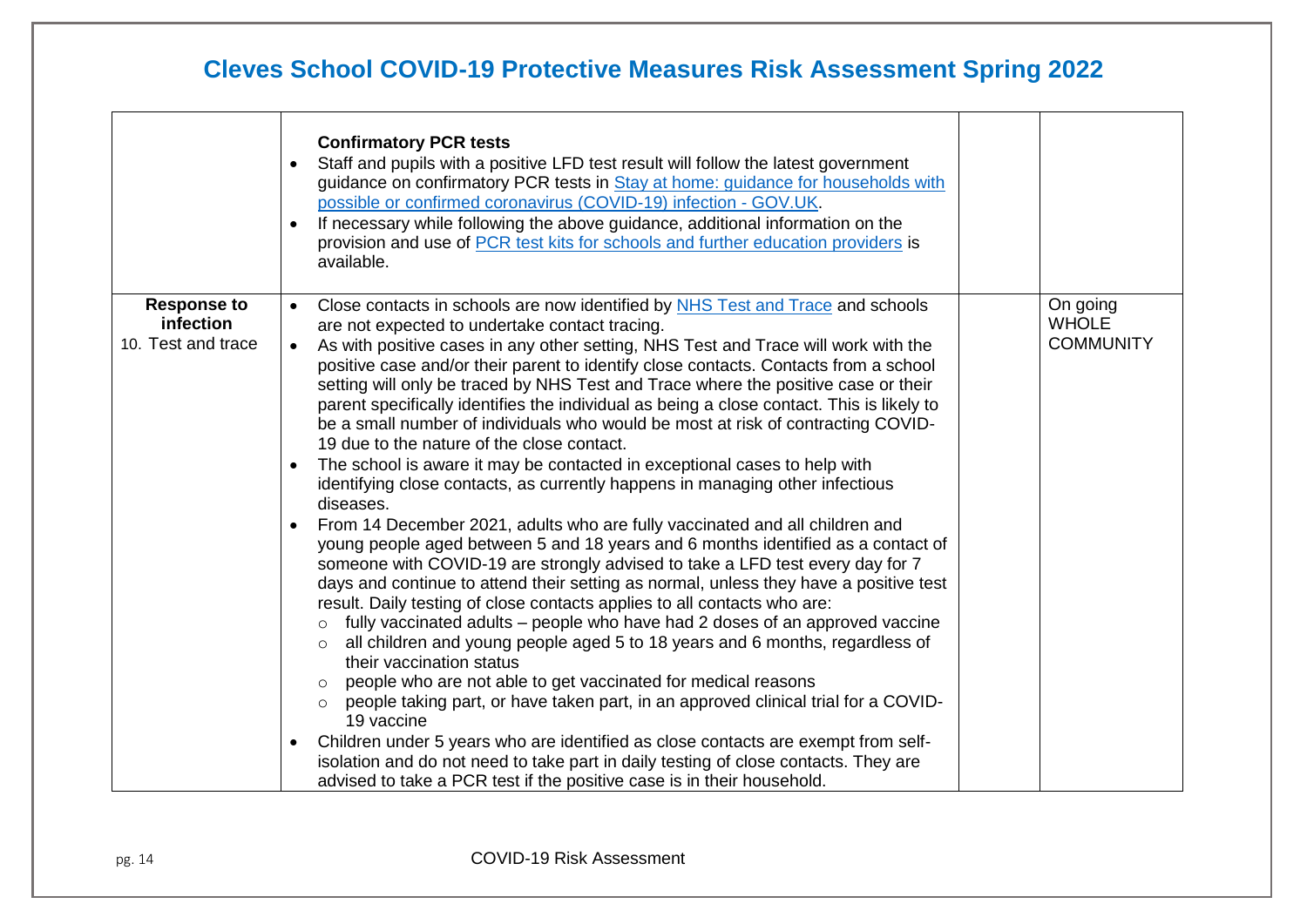# Cleves School COVID-19 Protective Measures Risk Assessment Spring 2022

| | | | |
|---|---|---|---|
| | **Confirmatory PCR tests**<br>• Staff and pupils with a positive LFD test result will follow the latest government guidance on confirmatory PCR tests in [Stay at home: guidance for households with possible or confirmed coronavirus (COVID-19) infection - GOV.UK](#).<br>• If necessary while following the above guidance, additional information on the provision and use of [PCR test kits for schools and further education providers](#) is available. | | |
| **Response to infection**<br>10. Test and trace | • Close contacts in schools are now identified by [NHS Test and Trace](#) and schools are not expected to undertake contact tracing.<br>• As with positive cases in any other setting, NHS Test and Trace will work with the positive case and/or their parent to identify close contacts. Contacts from a school setting will only be traced by NHS Test and Trace where the positive case or their parent specifically identifies the individual as being a close contact. This is likely to be a small number of individuals who would be most at risk of contracting COVID-19 due to the nature of the close contact.<br>• The school is aware it may be contacted in exceptional cases to help with identifying close contacts, as currently happens in managing other infectious diseases.<br>• From 14 December 2021, adults who are fully vaccinated and all children and young people aged between 5 and 18 years and 6 months identified as a contact of someone with COVID-19 are strongly advised to take a LFD test every day for 7 days and continue to attend their setting as normal, unless they have a positive test result. Daily testing of close contacts applies to all contacts who are:<br>  ○ fully vaccinated adults – people who have had 2 doses of an approved vaccine<br>  ○ all children and young people aged 5 to 18 years and 6 months, regardless of their vaccination status<br>  ○ people who are not able to get vaccinated for medical reasons<br>  ○ people taking part, or have taken part, in an approved clinical trial for a COVID-19 vaccine<br>• Children under 5 years who are identified as close contacts are exempt from self-isolation and do not need to take part in daily testing of close contacts. They are advised to take a PCR test if the positive case is in their household. | | On going<br>WHOLE COMMUNITY |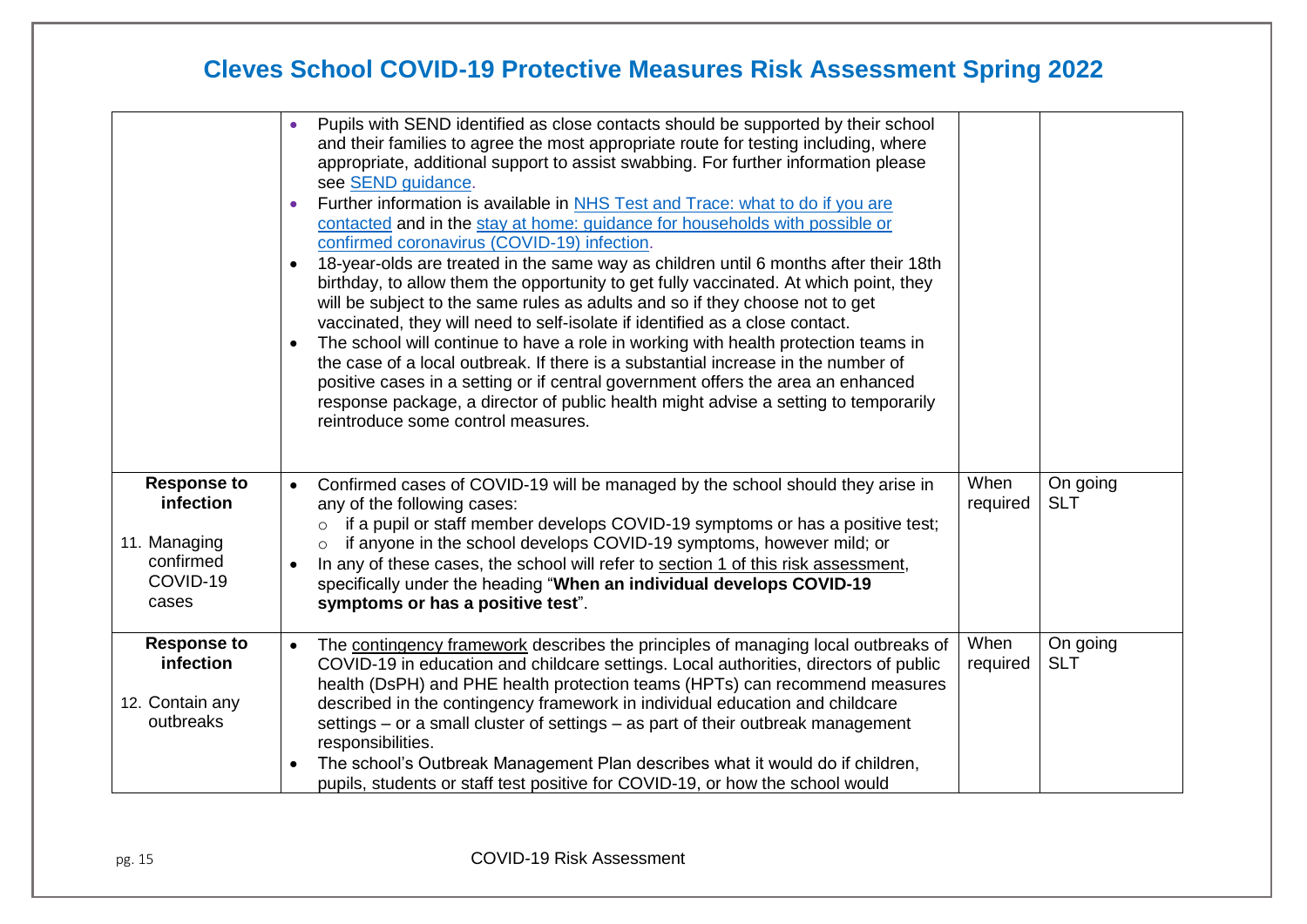# Cleves School COVID-19 Protective Measures Risk Assessment Spring 2022

| | | | |
|---|---|---|---|
| | • Pupils with SEND identified as close contacts should be supported by their school and their families to agree the most appropriate route for testing including, where appropriate, additional support to assist swabbing. For further information please see SEND guidance.<br>• Further information is available in NHS Test and Trace: what to do if you are contacted and in the stay at home: guidance for households with possible or confirmed coronavirus (COVID-19) infection.<br>• 18-year-olds are treated in the same way as children until 6 months after their 18th birthday, to allow them the opportunity to get fully vaccinated. At which point, they will be subject to the same rules as adults and so if they choose not to get vaccinated, they will need to self-isolate if identified as a close contact.<br>• The school will continue to have a role in working with health protection teams in the case of a local outbreak. If there is a substantial increase in the number of positive cases in a setting or if central government offers the area an enhanced response package, a director of public health might advise a setting to temporarily reintroduce some control measures. | | |
| **Response to infection**<br><br>11. Managing confirmed COVID-19 cases | • Confirmed cases of COVID-19 will be managed by the school should they arise in any of the following cases:<br>  ○ if a pupil or staff member develops COVID-19 symptoms or has a positive test;<br>  ○ if anyone in the school develops COVID-19 symptoms, however mild; or<br>• In any of these cases, the school will refer to section 1 of this risk assessment, specifically under the heading "**When an individual develops COVID-19 symptoms or has a positive test**". | When required | On going SLT |
| **Response to infection**<br><br>12. Contain any outbreaks | • The contingency framework describes the principles of managing local outbreaks of COVID-19 in education and childcare settings. Local authorities, directors of public health (DsPH) and PHE health protection teams (HPTs) can recommend measures described in the contingency framework in individual education and childcare settings – or a small cluster of settings – as part of their outbreak management responsibilities.<br>• The school's Outbreak Management Plan describes what it would do if children, pupils, students or staff test positive for COVID-19, or how the school would | When required | On going SLT |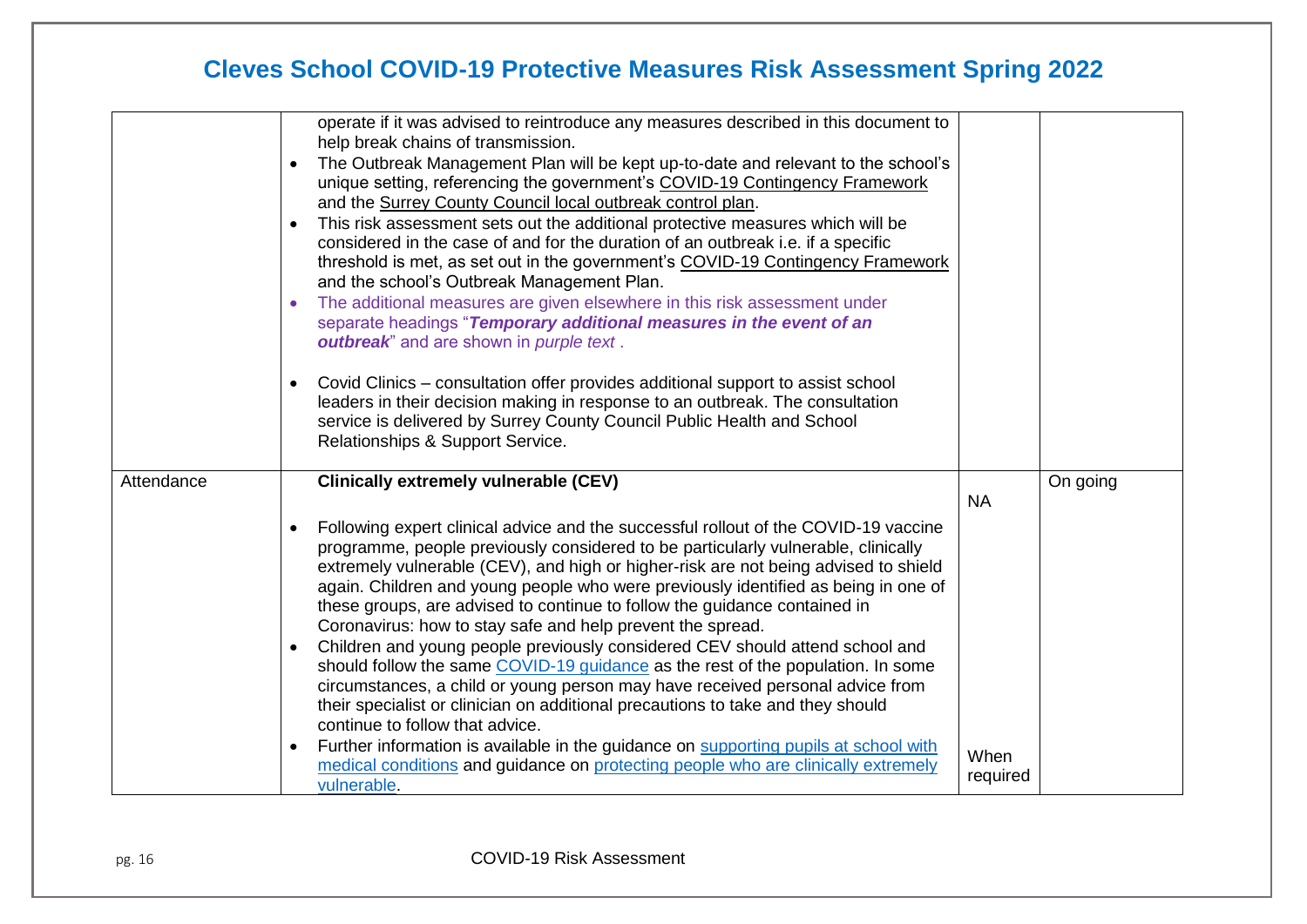# Cleves School COVID-19 Protective Measures Risk Assessment Spring 2022

| | | | |
|---|---|---|---|
| | operate if it was advised to reintroduce any measures described in this document to help break chains of transmission.<br>• The Outbreak Management Plan will be kept up-to-date and relevant to the school's unique setting, referencing the government's COVID-19 Contingency Framework and the Surrey County Council local outbreak control plan.<br>• This risk assessment sets out the additional protective measures which will be considered in the case of and for the duration of an outbreak i.e. if a specific threshold is met, as set out in the government's COVID-19 Contingency Framework and the school's Outbreak Management Plan.<br>• The additional measures are given elsewhere in this risk assessment under separate headings "***Temporary additional measures in the event of an outbreak***" and are shown in *purple text* .<br><br>• Covid Clinics – consultation offer provides additional support to assist school leaders in their decision making in response to an outbreak. The consultation service is delivered by Surrey County Council Public Health and School Relationships & Support Service. | | |
| Attendance | **Clinically extremely vulnerable (CEV)**<br><br>• Following expert clinical advice and the successful rollout of the COVID-19 vaccine programme, people previously considered to be particularly vulnerable, clinically extremely vulnerable (CEV), and high or higher-risk are not being advised to shield again. Children and young people who were previously identified as being in one of these groups, are advised to continue to follow the guidance contained in Coronavirus: how to stay safe and help prevent the spread.<br>• Children and young people previously considered CEV should attend school and should follow the same COVID-19 guidance as the rest of the population. In some circumstances, a child or young person may have received personal advice from their specialist or clinician on additional precautions to take and they should continue to follow that advice.<br>• Further information is available in the guidance on supporting pupils at school with medical conditions and guidance on protecting people who are clinically extremely vulnerable. | NA<br><br>When required | On going |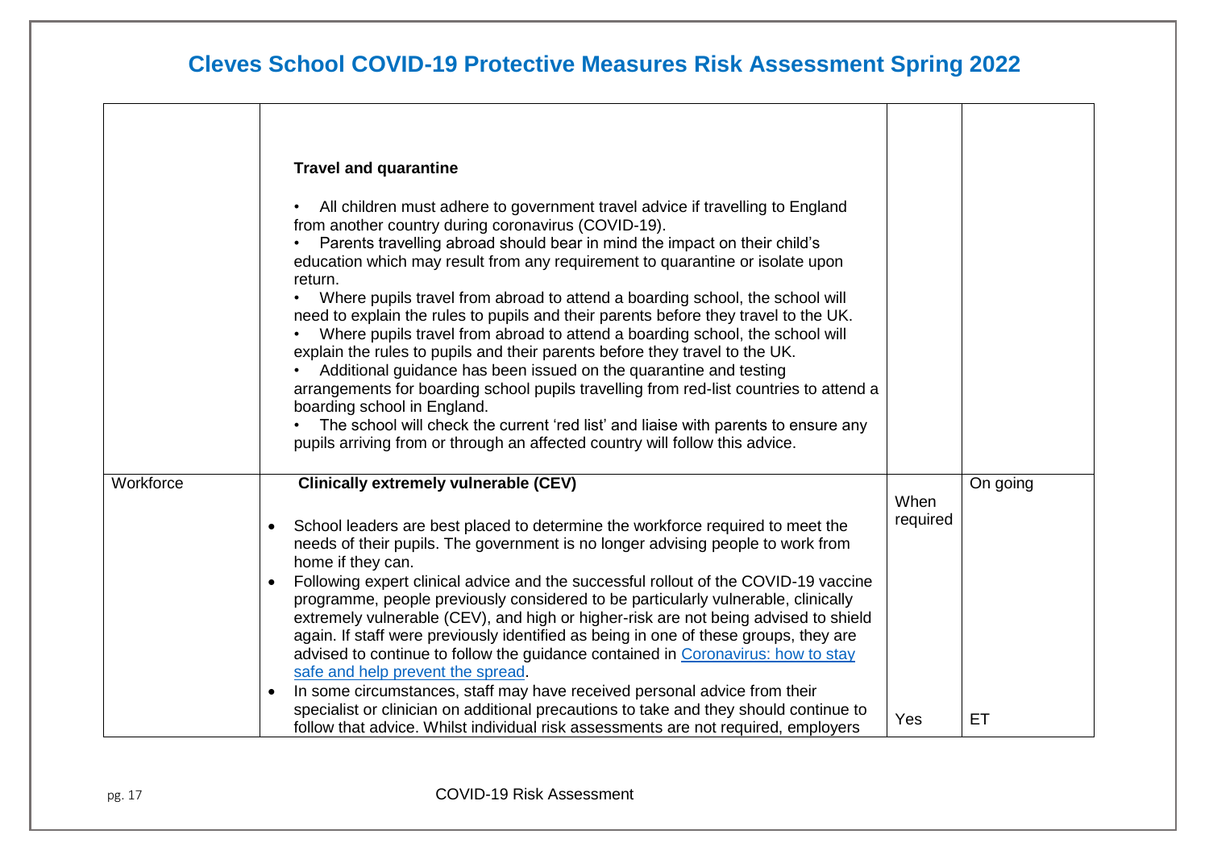# Cleves School COVID-19 Protective Measures Risk Assessment Spring 2022

| | | | |
|---|---|---|---|
| | **Travel and quarantine**<br><br>• All children must adhere to government travel advice if travelling to England from another country during coronavirus (COVID-19).<br>• Parents travelling abroad should bear in mind the impact on their child's education which may result from any requirement to quarantine or isolate upon return.<br>• Where pupils travel from abroad to attend a boarding school, the school will need to explain the rules to pupils and their parents before they travel to the UK.<br>• Where pupils travel from abroad to attend a boarding school, the school will explain the rules to pupils and their parents before they travel to the UK.<br>• Additional guidance has been issued on the quarantine and testing arrangements for boarding school pupils travelling from red-list countries to attend a boarding school in England.<br>• The school will check the current 'red list' and liaise with parents to ensure any pupils arriving from or through an affected country will follow this advice. | | |
| Workforce | **Clinically extremely vulnerable (CEV)**<br><br>• School leaders are best placed to determine the workforce required to meet the needs of their pupils. The government is no longer advising people to work from home if they can.<br>• Following expert clinical advice and the successful rollout of the COVID-19 vaccine programme, people previously considered to be particularly vulnerable, clinically extremely vulnerable (CEV), and high or higher-risk are not being advised to shield again. If staff were previously identified as being in one of these groups, they are advised to continue to follow the guidance contained in [Coronavirus: how to stay safe and help prevent the spread](#).<br>• In some circumstances, staff may have received personal advice from their specialist or clinician on additional precautions to take and they should continue to follow that advice. Whilst individual risk assessments are not required, employers | When required<br><br>Yes | On going<br><br>ET |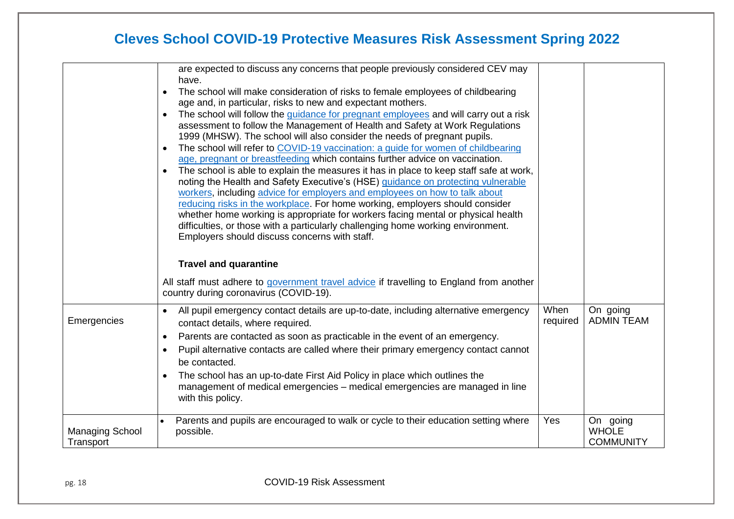# Cleves School COVID-19 Protective Measures Risk Assessment Spring 2022

| | | | |
|---|---|---|---|
| | are expected to discuss any concerns that people previously considered CEV may have.<br>• The school will make consideration of risks to female employees of childbearing age and, in particular, risks to new and expectant mothers.<br>• The school will follow the guidance for pregnant employees and will carry out a risk assessment to follow the Management of Health and Safety at Work Regulations 1999 (MHSW). The school will also consider the needs of pregnant pupils.<br>• The school will refer to COVID-19 vaccination: a guide for women of childbearing age, pregnant or breastfeeding which contains further advice on vaccination.<br>• The school is able to explain the measures it has in place to keep staff safe at work, noting the Health and Safety Executive's (HSE) guidance on protecting vulnerable workers, including advice for employers and employees on how to talk about reducing risks in the workplace. For home working, employers should consider whether home working is appropriate for workers facing mental or physical health difficulties, or those with a particularly challenging home working environment. Employers should discuss concerns with staff.<br><br>**Travel and quarantine**<br><br>All staff must adhere to government travel advice if travelling to England from another country during coronavirus (COVID-19). | | |
| Emergencies | • All pupil emergency contact details are up-to-date, including alternative emergency contact details, where required.<br>• Parents are contacted as soon as practicable in the event of an emergency.<br>• Pupil alternative contacts are called where their primary emergency contact cannot be contacted.<br>• The school has an up-to-date First Aid Policy in place which outlines the management of medical emergencies – medical emergencies are managed in line with this policy. | When required | On going ADMIN TEAM |
| Managing School Transport | • Parents and pupils are encouraged to walk or cycle to their education setting where possible. | Yes | On going WHOLE COMMUNITY |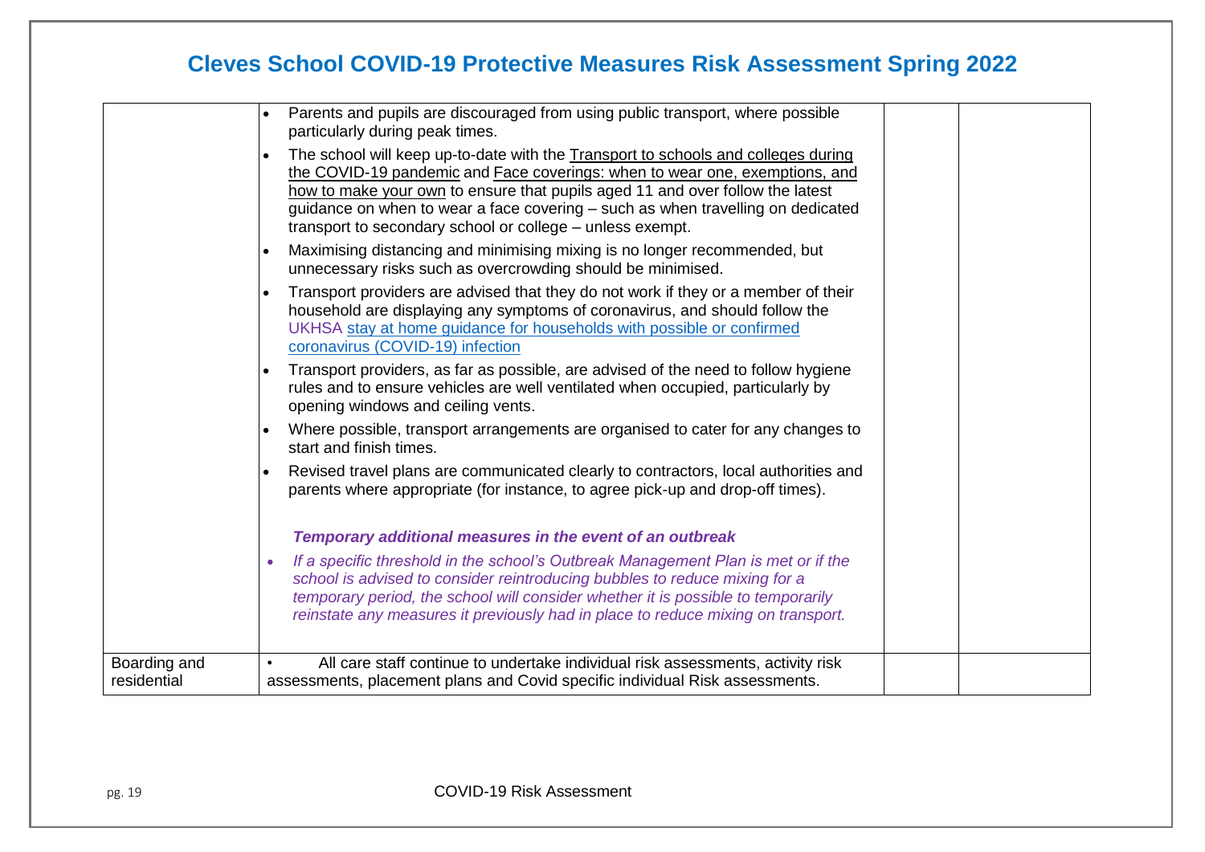# Cleves School COVID-19 Protective Measures Risk Assessment Spring 2022

| | | | |
|---|---|---|---|
| | • Parents and pupils are discouraged from using public transport, where possible particularly during peak times.<br>• The school will keep up-to-date with the Transport to schools and colleges during the COVID-19 pandemic and Face coverings: when to wear one, exemptions, and how to make your own to ensure that pupils aged 11 and over follow the latest guidance on when to wear a face covering – such as when travelling on dedicated transport to secondary school or college – unless exempt.<br>• Maximising distancing and minimising mixing is no longer recommended, but unnecessary risks such as overcrowding should be minimised.<br>• Transport providers are advised that they do not work if they or a member of their household are displaying any symptoms of coronavirus, and should follow the UKHSA stay at home guidance for households with possible or confirmed coronavirus (COVID-19) infection<br>• Transport providers, as far as possible, are advised of the need to follow hygiene rules and to ensure vehicles are well ventilated when occupied, particularly by opening windows and ceiling vents.<br>• Where possible, transport arrangements are organised to cater for any changes to start and finish times.<br>• Revised travel plans are communicated clearly to contractors, local authorities and parents where appropriate (for instance, to agree pick-up and drop-off times).<br><br>***Temporary additional measures in the event of an outbreak***<br>• *If a specific threshold in the school's Outbreak Management Plan is met or if the school is advised to consider reintroducing bubbles to reduce mixing for a temporary period, the school will consider whether it is possible to temporarily reinstate any measures it previously had in place to reduce mixing on transport.* | | |
| Boarding and residential | • All care staff continue to undertake individual risk assessments, activity risk assessments, placement plans and Covid specific individual Risk assessments. | | |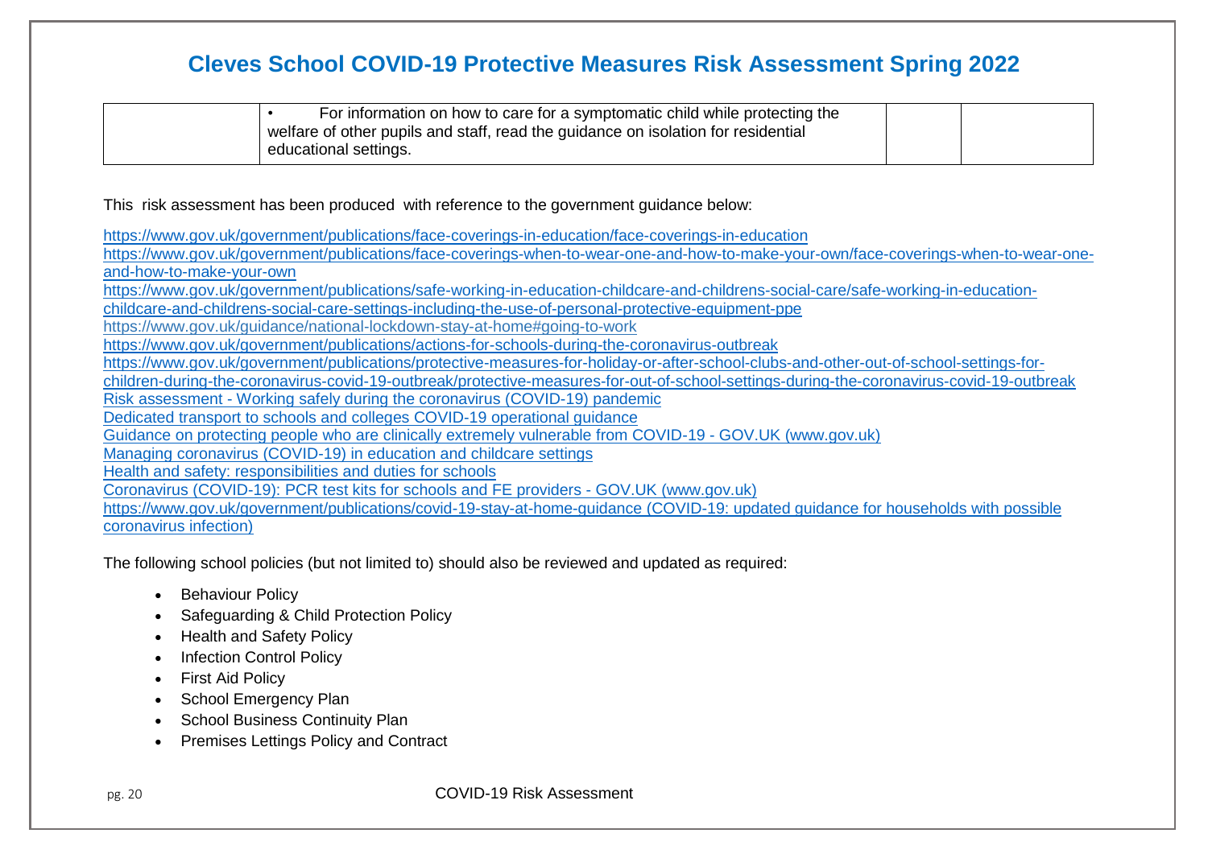| | • For information on how to care for a symptomatic child while protecting the welfare of other pupils and staff, read the guidance on isolation for residential educational settings. | | |
|---|---|---|---|

This risk assessment has been produced with reference to the government guidance below:

https://www.gov.uk/government/publications/face-coverings-in-education/face-coverings-in-education
https://www.gov.uk/government/publications/face-coverings-when-to-wear-one-and-how-to-make-your-own/face-coverings-when-to-wear-one-and-how-to-make-your-own
https://www.gov.uk/government/publications/safe-working-in-education-childcare-and-childrens-social-care/safe-working-in-education-childcare-and-childrens-social-care-settings-including-the-use-of-personal-protective-equipment-ppe
https://www.gov.uk/guidance/national-lockdown-stay-at-home#going-to-work
https://www.gov.uk/government/publications/actions-for-schools-during-the-coronavirus-outbreak
https://www.gov.uk/government/publications/protective-measures-for-holiday-or-after-school-clubs-and-other-out-of-school-settings-for-children-during-the-coronavirus-covid-19-outbreak/protective-measures-for-out-of-school-settings-during-the-coronavirus-covid-19-outbreak
Risk assessment - Working safely during the coronavirus (COVID-19) pandemic
Dedicated transport to schools and colleges COVID-19 operational guidance
Guidance on protecting people who are clinically extremely vulnerable from COVID-19 - GOV.UK (www.gov.uk)
Managing coronavirus (COVID-19) in education and childcare settings
Health and safety: responsibilities and duties for schools
Coronavirus (COVID-19): PCR test kits for schools and FE providers - GOV.UK (www.gov.uk)
https://www.gov.uk/government/publications/covid-19-stay-at-home-guidance (COVID-19: updated guidance for households with possible coronavirus infection)

The following school policies (but not limited to) should also be reviewed and updated as required:

- Behaviour Policy
- Safeguarding & Child Protection Policy
- Health and Safety Policy
- Infection Control Policy
- First Aid Policy
- School Emergency Plan
- School Business Continuity Plan
- Premises Lettings Policy and Contract